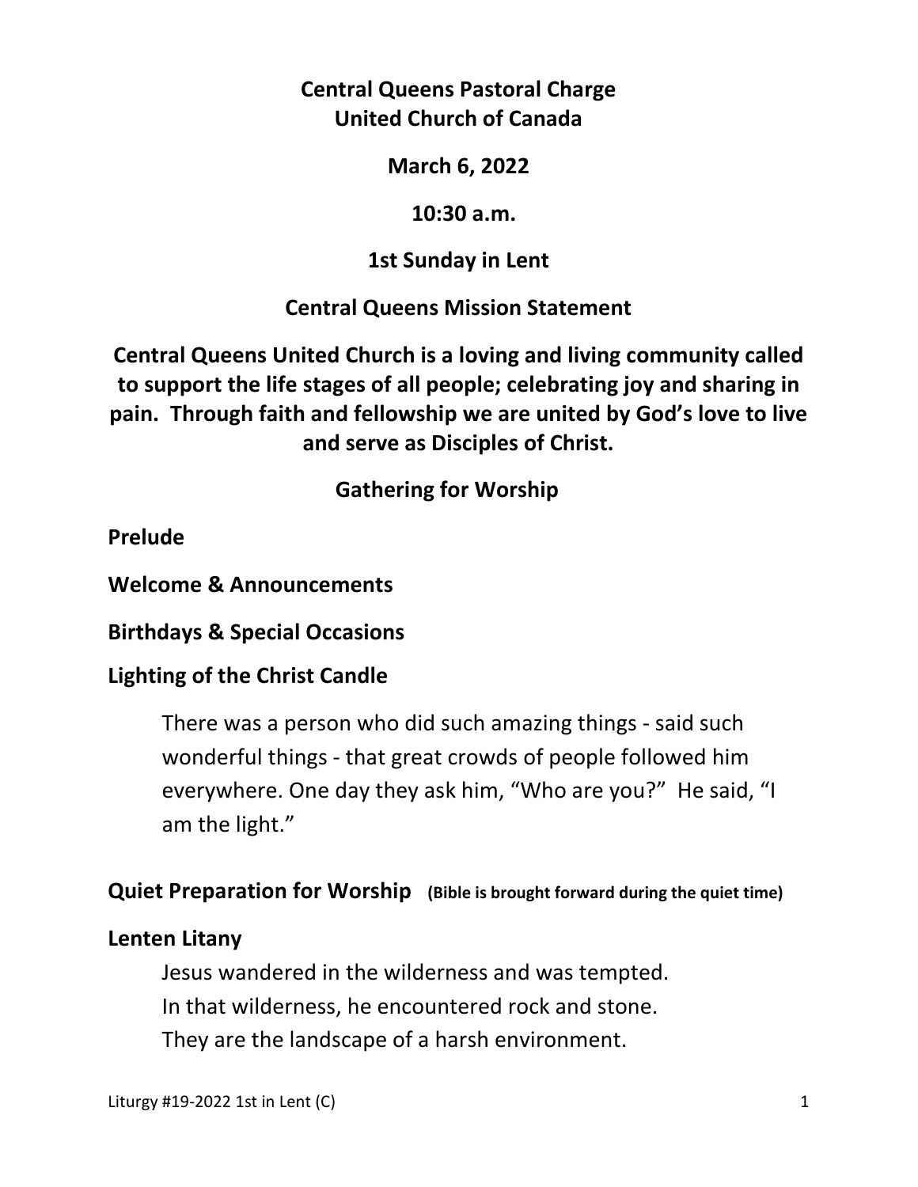**Central Queens Pastoral Charge**
**United Church of Canada**

**March 6, 2022**

**10:30 a.m.**

**1st Sunday in Lent**

**Central Queens Mission Statement**

**Central Queens United Church is a loving and living community called to support the life stages of all people; celebrating joy and sharing in pain. Through faith and fellowship we are united by God's love to live and serve as Disciples of Christ.**

## Gathering for Worship

**Prelude**

**Welcome & Announcements**

**Birthdays & Special Occasions**

**Lighting of the Christ Candle**

> There was a person who did such amazing things - said such wonderful things - that great crowds of people followed him everywhere. One day they ask him, "Who are you?" He said, "I am the light."

**Quiet Preparation for Worship** **(Bible is brought forward during the quiet time)**

**Lenten Litany**

> Jesus wandered in the wilderness and was tempted.
> In that wilderness, he encountered rock and stone.
> They are the landscape of a harsh environment.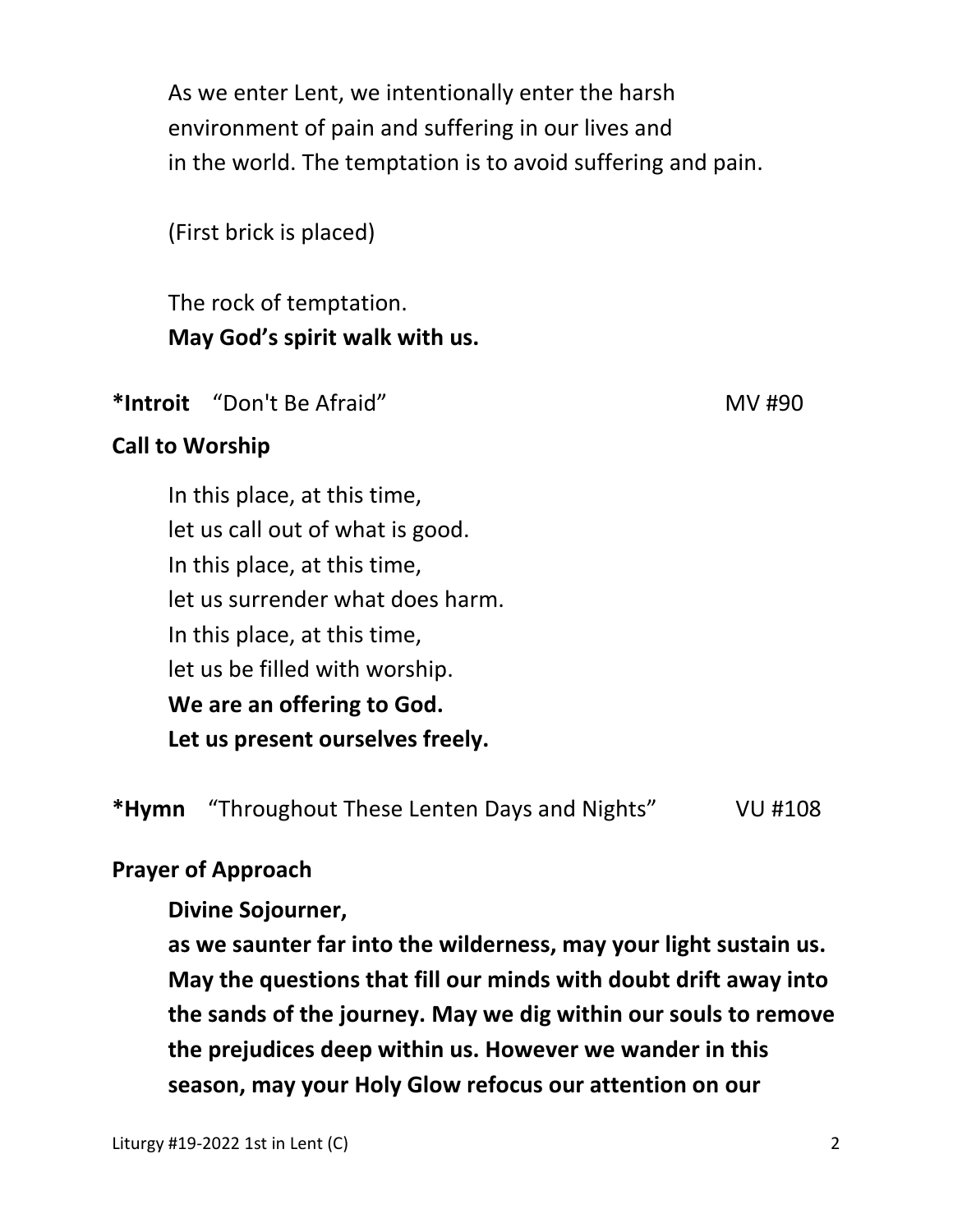As we enter Lent, we intentionally enter the harsh environment of pain and suffering in our lives and in the world. The temptation is to avoid suffering and pain.

(First brick is placed)

The rock of temptation.
**May God's spirit walk with us.**

**\*Introit** "Don't Be Afraid" MV #90

**Call to Worship**

In this place, at this time,
let us call out of what is good.
In this place, at this time,
let us surrender what does harm.
In this place, at this time,
let us be filled with worship.
**We are an offering to God.**
**Let us present ourselves freely.**

**\*Hymn** "Throughout These Lenten Days and Nights" VU #108

**Prayer of Approach**

**Divine Sojourner,**
**as we saunter far into the wilderness, may your light sustain us. May the questions that fill our minds with doubt drift away into the sands of the journey. May we dig within our souls to remove the prejudices deep within us. However we wander in this season, may your Holy Glow refocus our attention on our**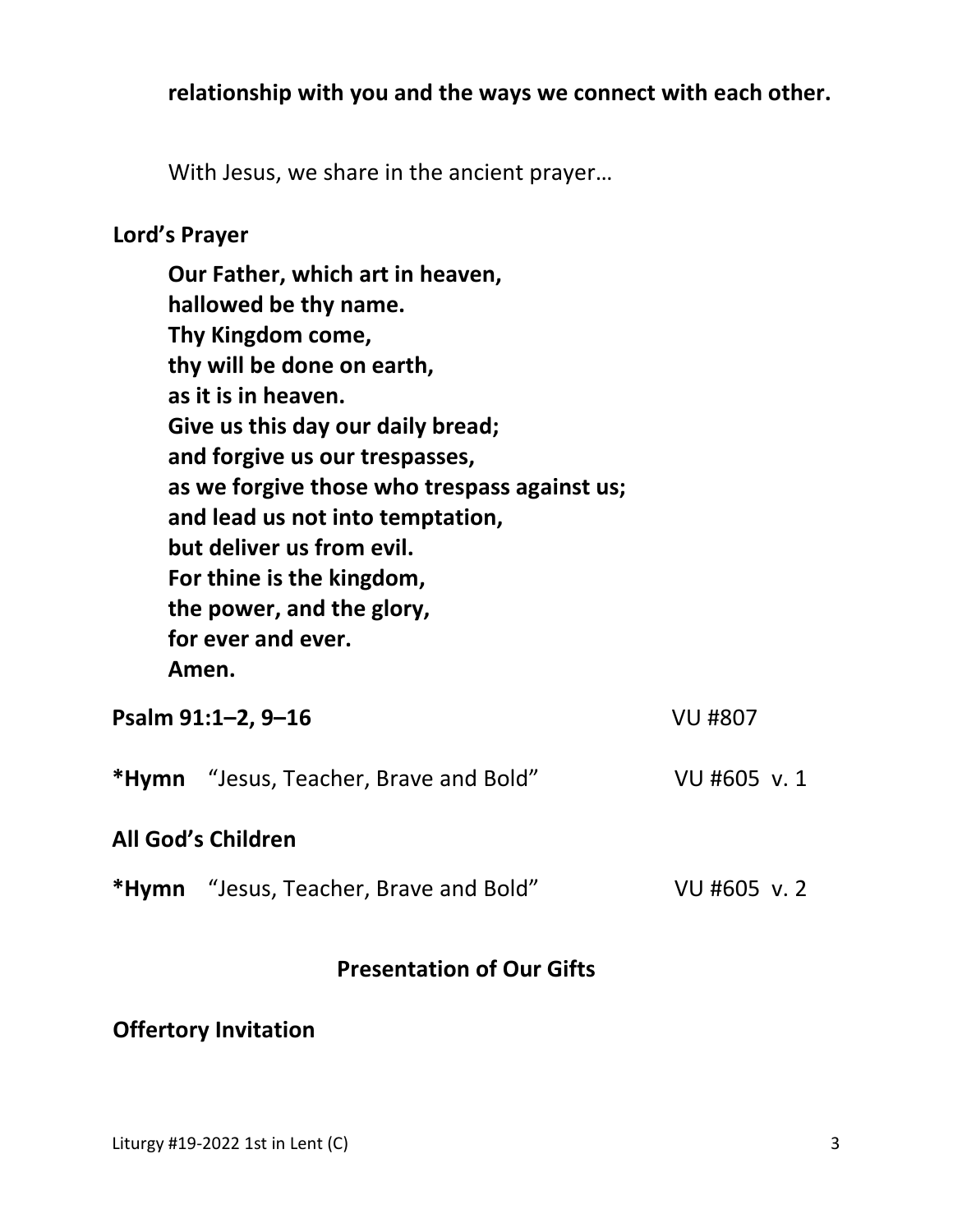**relationship with you and the ways we connect with each other.**

With Jesus, we share in the ancient prayer…

**Lord's Prayer**

**Our Father, which art in heaven,**
**hallowed be thy name.**
**Thy Kingdom come,**
**thy will be done on earth,**
**as it is in heaven.**
**Give us this day our daily bread;**
**and forgive us our trespasses,**
**as we forgive those who trespass against us;**
**and lead us not into temptation,**
**but deliver us from evil.**
**For thine is the kingdom,**
**the power, and the glory,**
**for ever and ever.**
**Amen.**

**Psalm 91:1–2, 9–16** VU #807

***Hymn** "Jesus, Teacher, Brave and Bold" VU #605 v. 1

**All God's Children**

***Hymn** "Jesus, Teacher, Brave and Bold" VU #605 v. 2

## Presentation of Our Gifts

**Offertory Invitation**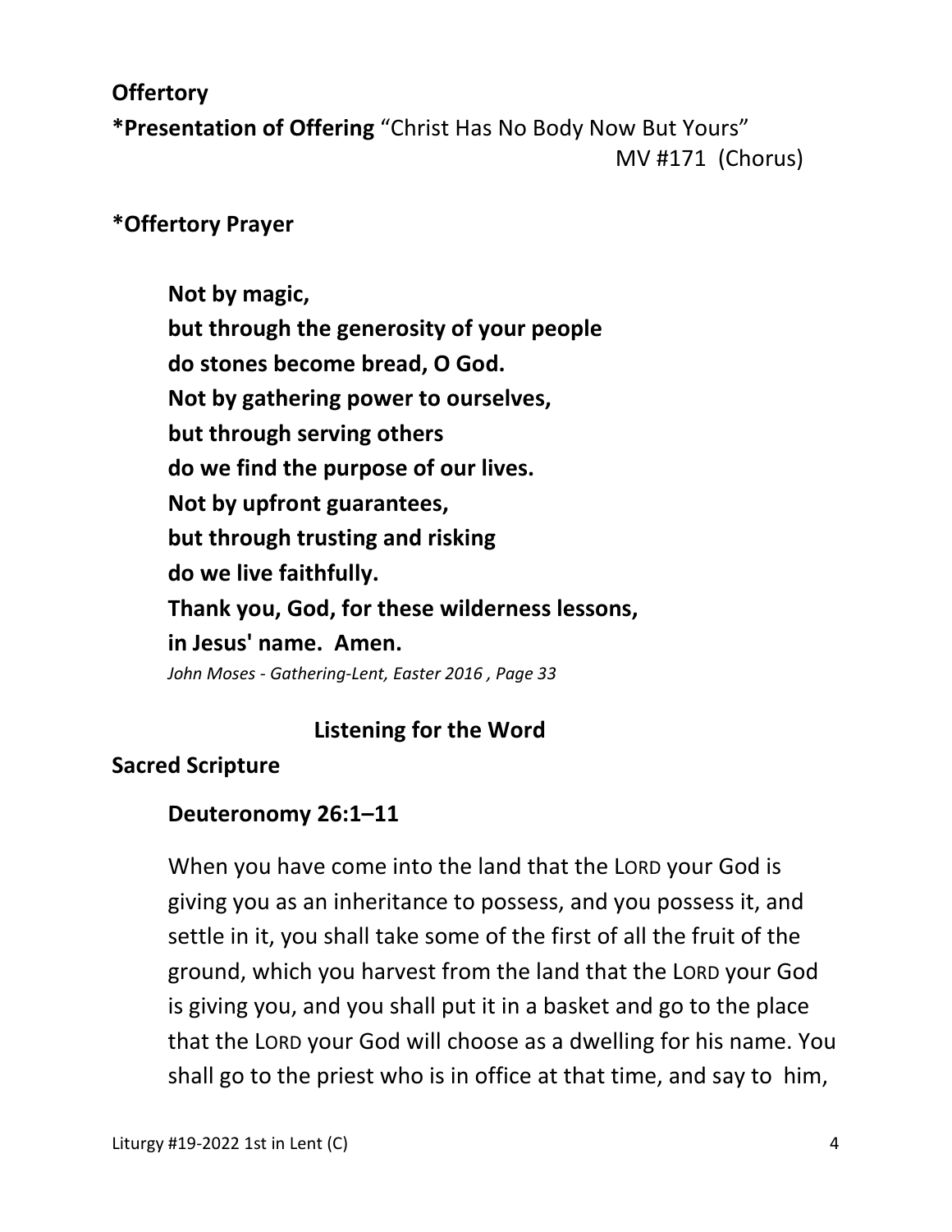**Offertory**

**\*Presentation of Offering** "Christ Has No Body Now But Yours"
MV #171 (Chorus)

**\*Offertory Prayer**

> **Not by magic,**
> **but through the generosity of your people**
> **do stones become bread, O God.**
> **Not by gathering power to ourselves,**
> **but through serving others**
> **do we find the purpose of our lives.**
> **Not by upfront guarantees,**
> **but through trusting and risking**
> **do we live faithfully.**
> **Thank you, God, for these wilderness lessons,**
> **in Jesus' name. Amen.**
>
> *John Moses - Gathering-Lent, Easter 2016 , Page 33*

## Listening for the Word

**Sacred Scripture**

**Deuteronomy 26:1–11**

When you have come into the land that the LORD your God is giving you as an inheritance to possess, and you possess it, and settle in it, you shall take some of the first of all the fruit of the ground, which you harvest from the land that the LORD your God is giving you, and you shall put it in a basket and go to the place that the LORD your God will choose as a dwelling for his name. You shall go to the priest who is in office at that time, and say to him,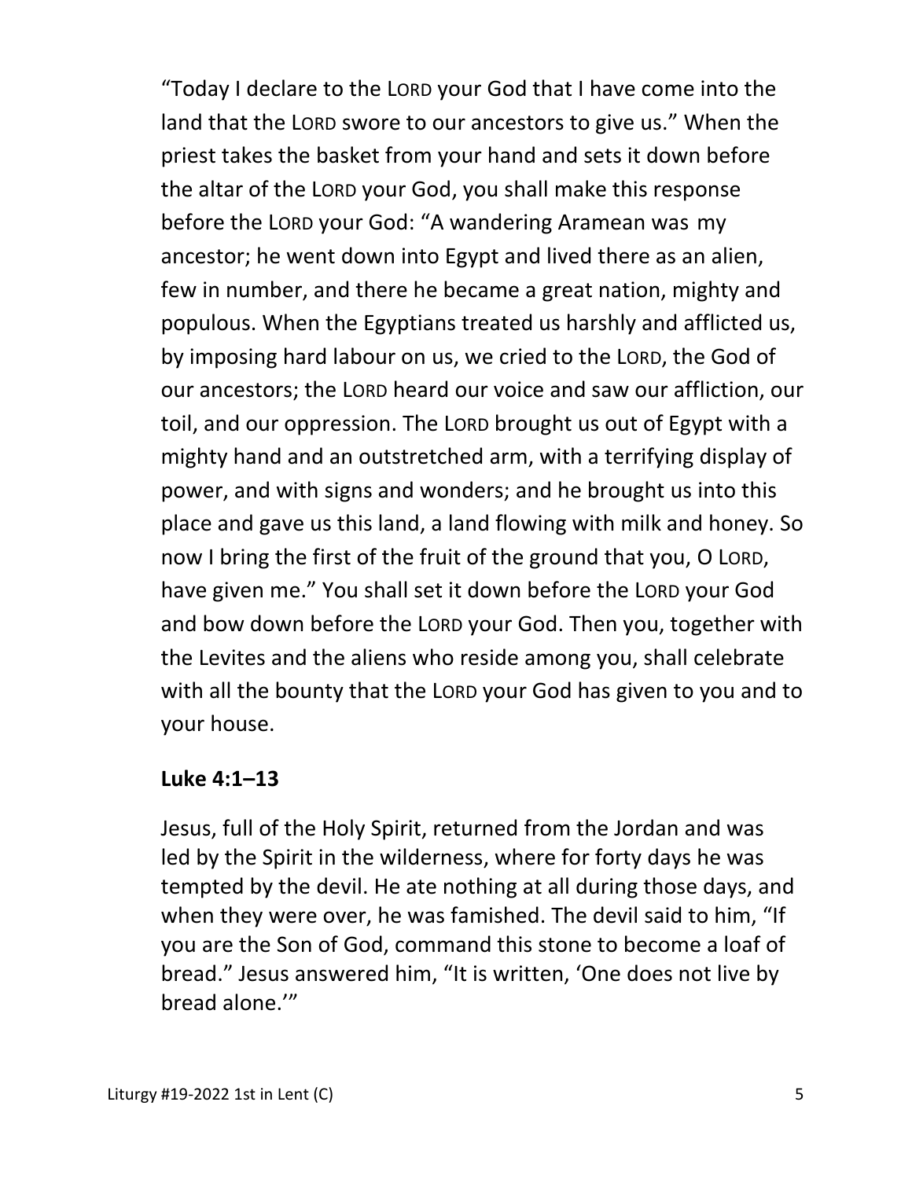"Today I declare to the LORD your God that I have come into the land that the LORD swore to our ancestors to give us." When the priest takes the basket from your hand and sets it down before the altar of the LORD your God, you shall make this response before the LORD your God: "A wandering Aramean was my ancestor; he went down into Egypt and lived there as an alien, few in number, and there he became a great nation, mighty and populous. When the Egyptians treated us harshly and afflicted us, by imposing hard labour on us, we cried to the LORD, the God of our ancestors; the LORD heard our voice and saw our affliction, our toil, and our oppression. The LORD brought us out of Egypt with a mighty hand and an outstretched arm, with a terrifying display of power, and with signs and wonders; and he brought us into this place and gave us this land, a land flowing with milk and honey. So now I bring the first of the fruit of the ground that you, O LORD, have given me." You shall set it down before the LORD your God and bow down before the LORD your God. Then you, together with the Levites and the aliens who reside among you, shall celebrate with all the bounty that the LORD your God has given to you and to your house.

**Luke 4:1–13**

Jesus, full of the Holy Spirit, returned from the Jordan and was led by the Spirit in the wilderness, where for forty days he was tempted by the devil. He ate nothing at all during those days, and when they were over, he was famished. The devil said to him, "If you are the Son of God, command this stone to become a loaf of bread." Jesus answered him, "It is written, 'One does not live by bread alone.'"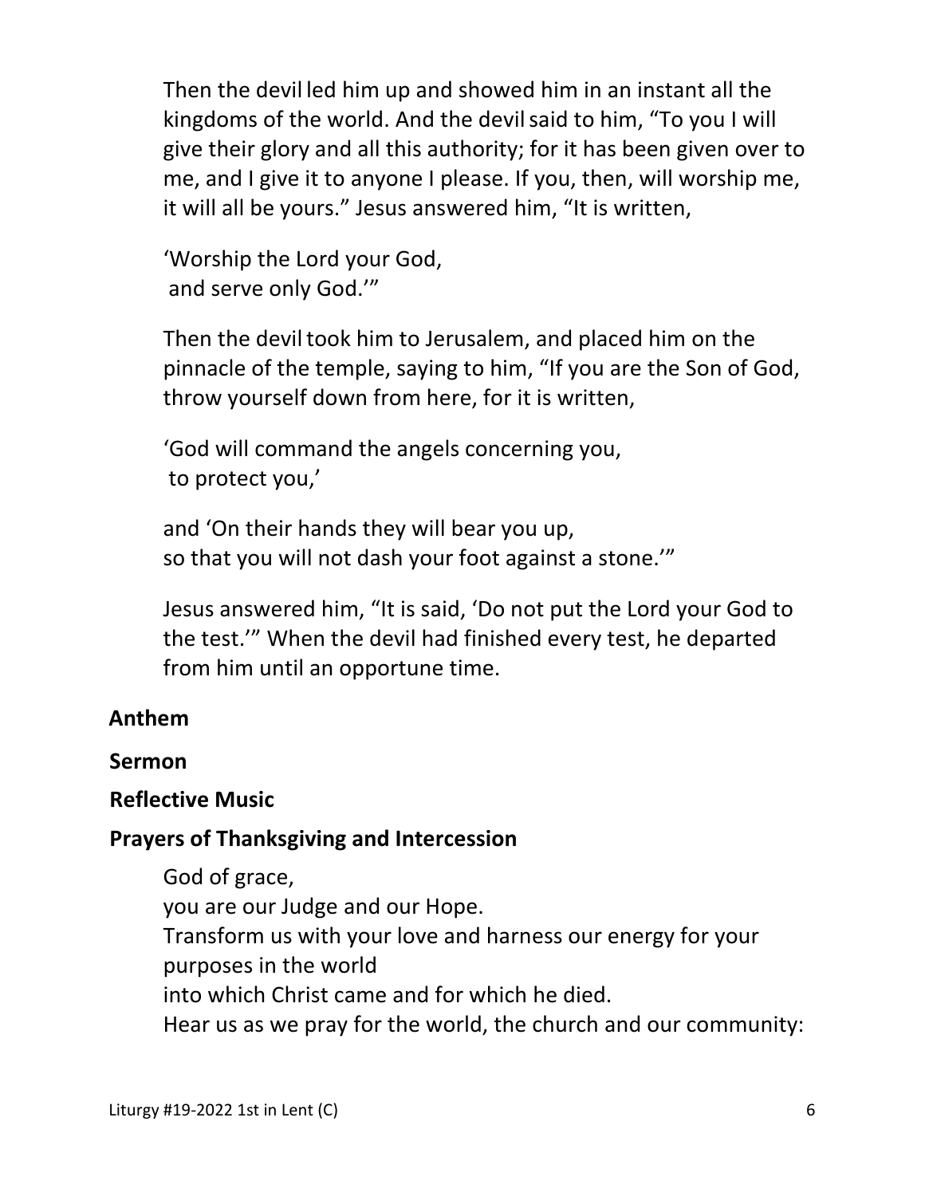Then the devil led him up and showed him in an instant all the kingdoms of the world. And the devil said to him, “To you I will give their glory and all this authority; for it has been given over to me, and I give it to anyone I please. If you, then, will worship me, it will all be yours.” Jesus answered him, “It is written,

‘Worship the Lord your God,
and serve only God.’”

Then the devil took him to Jerusalem, and placed him on the pinnacle of the temple, saying to him, “If you are the Son of God, throw yourself down from here, for it is written,

‘God will command the angels concerning you,
to protect you,’

and ‘On their hands they will bear you up,
so that you will not dash your foot against a stone.’”

Jesus answered him, “It is said, ‘Do not put the Lord your God to the test.’” When the devil had finished every test, he departed from him until an opportune time.

**Anthem**

**Sermon**

**Reflective Music**

**Prayers of Thanksgiving and Intercession**

God of grace,
you are our Judge and our Hope.
Transform us with your love and harness our energy for your purposes in the world
into which Christ came and for which he died.
Hear us as we pray for the world, the church and our community: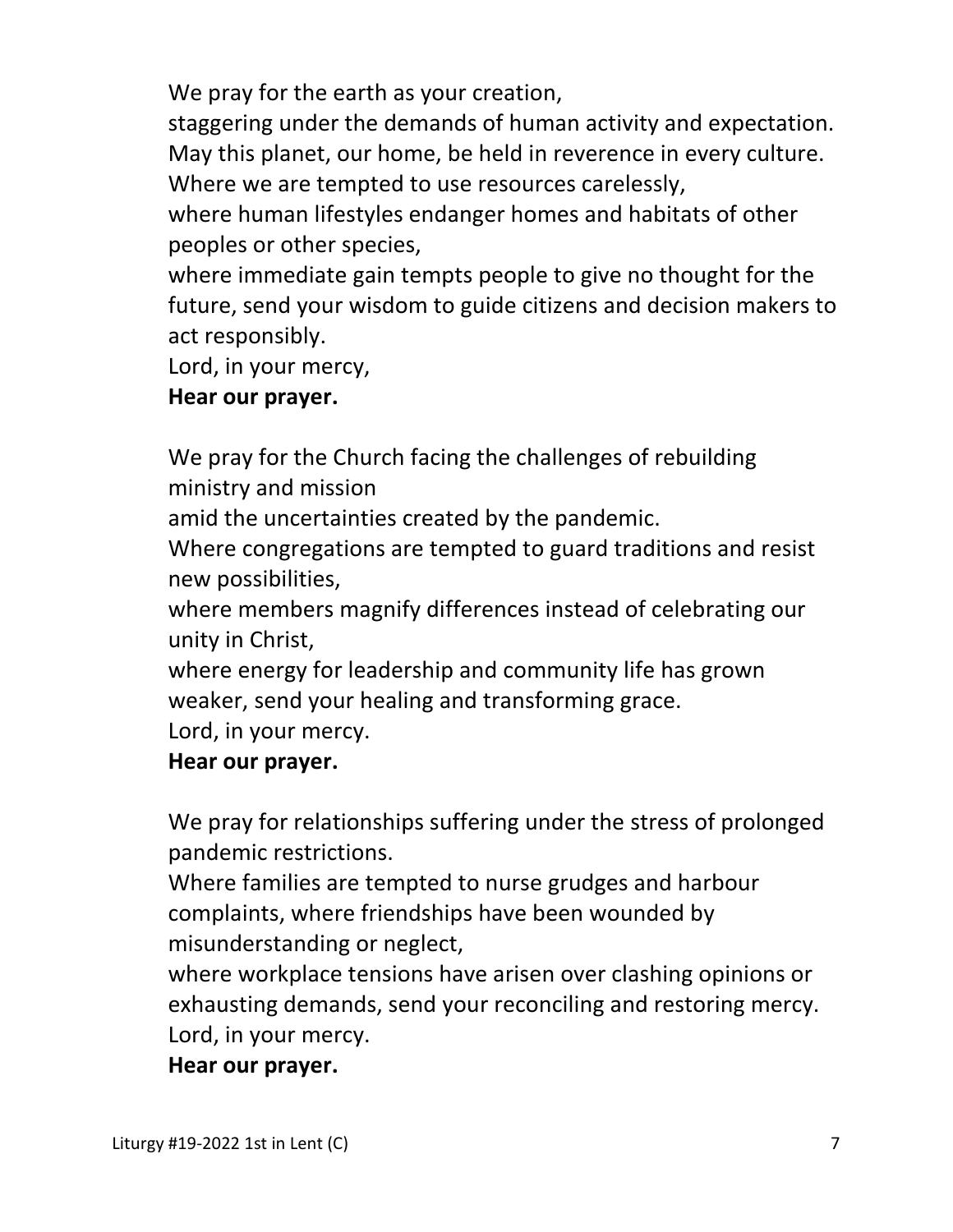We pray for the earth as your creation,
staggering under the demands of human activity and expectation.
May this planet, our home, be held in reverence in every culture.
Where we are tempted to use resources carelessly,
where human lifestyles endanger homes and habitats of other peoples or other species,
where immediate gain tempts people to give no thought for the future, send your wisdom to guide citizens and decision makers to act responsibly.
Lord, in your mercy,
**Hear our prayer.**

We pray for the Church facing the challenges of rebuilding ministry and mission
amid the uncertainties created by the pandemic.
Where congregations are tempted to guard traditions and resist new possibilities,
where members magnify differences instead of celebrating our unity in Christ,
where energy for leadership and community life has grown weaker, send your healing and transforming grace.
Lord, in your mercy.
**Hear our prayer.**

We pray for relationships suffering under the stress of prolonged pandemic restrictions.
Where families are tempted to nurse grudges and harbour complaints, where friendships have been wounded by misunderstanding or neglect,
where workplace tensions have arisen over clashing opinions or exhausting demands, send your reconciling and restoring mercy.
Lord, in your mercy.
**Hear our prayer.**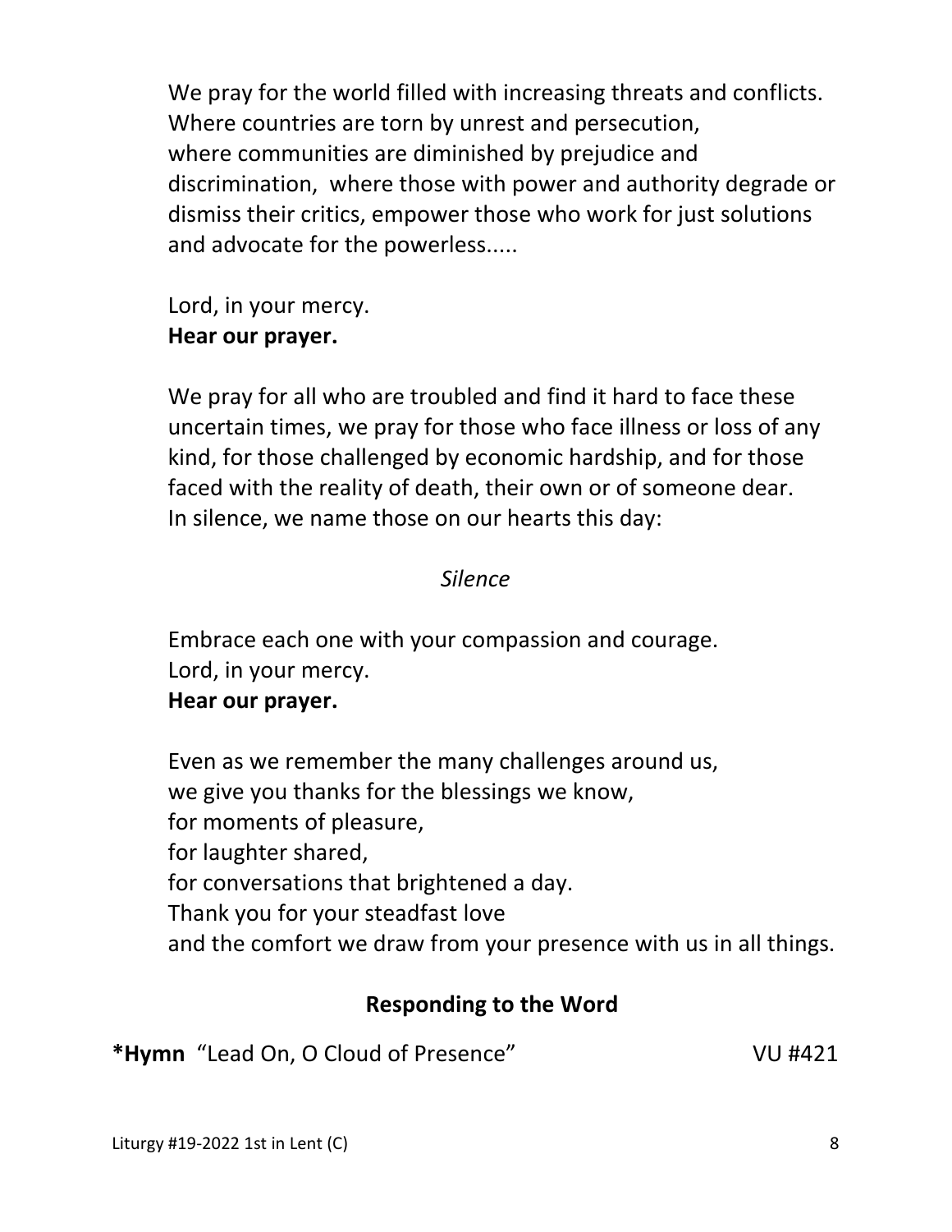We pray for the world filled with increasing threats and conflicts. Where countries are torn by unrest and persecution, where communities are diminished by prejudice and discrimination, where those with power and authority degrade or dismiss their critics, empower those who work for just solutions and advocate for the powerless.....

Lord, in your mercy.  
**Hear our prayer.**

We pray for all who are troubled and find it hard to face these uncertain times, we pray for those who face illness or loss of any kind, for those challenged by economic hardship, and for those faced with the reality of death, their own or of someone dear. In silence, we name those on our hearts this day:

*Silence*

Embrace each one with your compassion and courage.  
Lord, in your mercy.  
**Hear our prayer.**

Even as we remember the many challenges around us,  
we give you thanks for the blessings we know,  
for moments of pleasure,  
for laughter shared,  
for conversations that brightened a day.  
Thank you for your steadfast love  
and the comfort we draw from your presence with us in all things.

## Responding to the Word

**\*Hymn** "Lead On, O Cloud of Presence" VU #421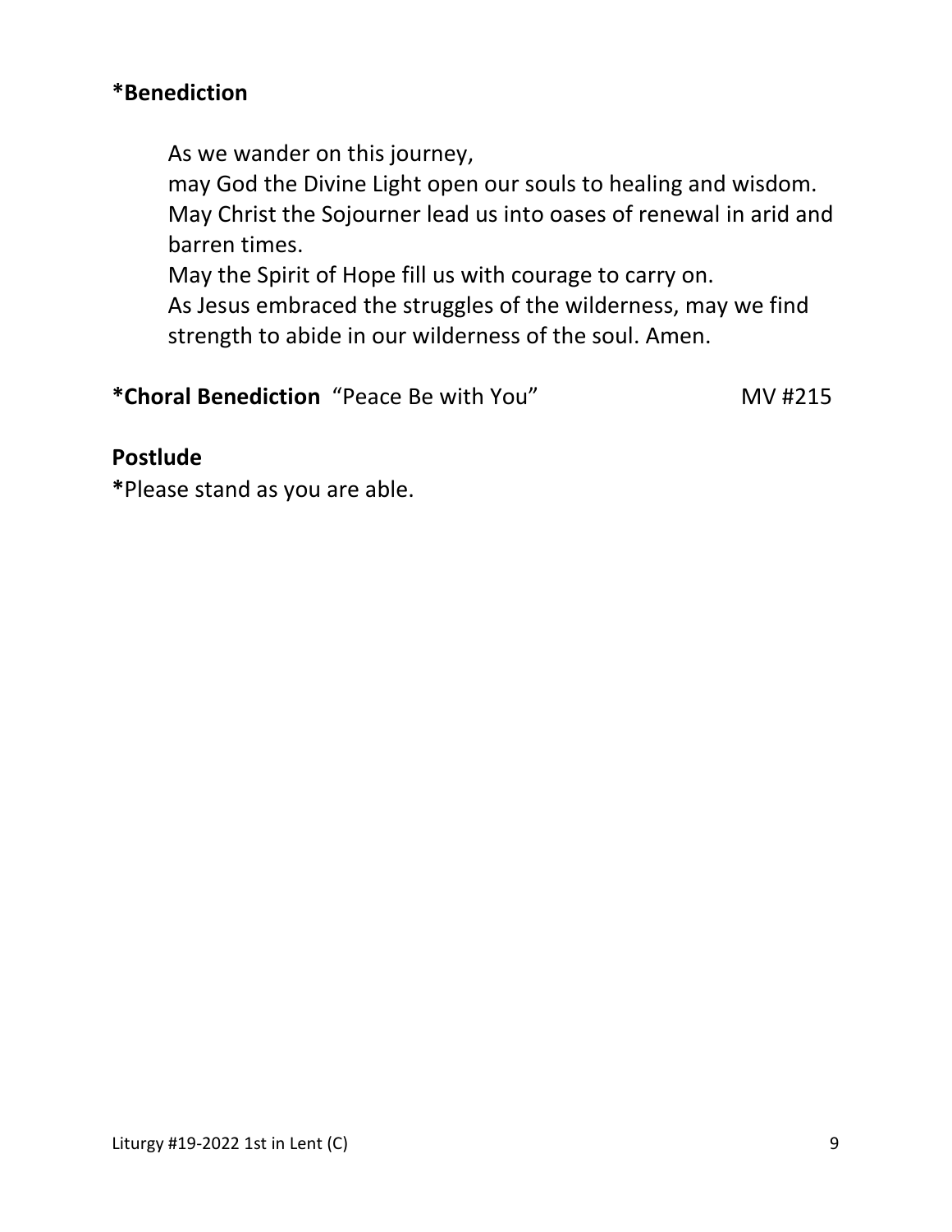**\*Benediction**

As we wander on this journey,
may God the Divine Light open our souls to healing and wisdom.
May Christ the Sojourner lead us into oases of renewal in arid and barren times.
May the Spirit of Hope fill us with courage to carry on.
As Jesus embraced the struggles of the wilderness, may we find strength to abide in our wilderness of the soul. Amen.

**\*Choral Benediction** "Peace Be with You" MV #215

**Postlude**

**\***Please stand as you are able.